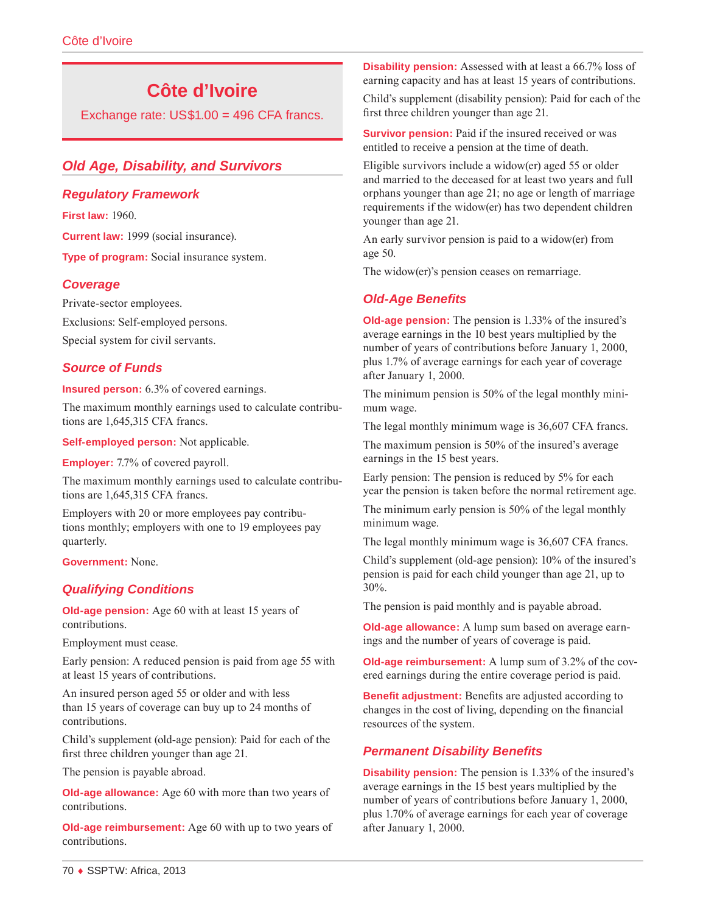# Côte d'Ivoire

Exchange rate: US$1.00 = 496 CFA francs.

## Old Age, Disability, and Survivors

### Regulatory Framework

**First law:** 1960.

**Current law:** 1999 (social insurance).

**Type of program:** Social insurance system.

### Coverage

Private-sector employees.

Exclusions: Self-employed persons.

Special system for civil servants.

### Source of Funds

**Insured person:** 6.3% of covered earnings.

The maximum monthly earnings used to calculate contributions are 1,645,315 CFA francs.

**Self-employed person:** Not applicable.

**Employer:** 7.7% of covered payroll.

The maximum monthly earnings used to calculate contributions are 1,645,315 CFA francs.

Employers with 20 or more employees pay contributions monthly; employers with one to 19 employees pay quarterly.

**Government:** None.

### Qualifying Conditions

**Old-age pension:** Age 60 with at least 15 years of contributions.

Employment must cease.

Early pension: A reduced pension is paid from age 55 with at least 15 years of contributions.

An insured person aged 55 or older and with less than 15 years of coverage can buy up to 24 months of contributions.

Child's supplement (old-age pension): Paid for each of the first three children younger than age 21.

The pension is payable abroad.

**Old-age allowance:** Age 60 with more than two years of contributions.

**Old-age reimbursement:** Age 60 with up to two years of contributions.

**Disability pension:** Assessed with at least a 66.7% loss of earning capacity and has at least 15 years of contributions.

Child's supplement (disability pension): Paid for each of the first three children younger than age 21.

**Survivor pension:** Paid if the insured received or was entitled to receive a pension at the time of death.

Eligible survivors include a widow(er) aged 55 or older and married to the deceased for at least two years and full orphans younger than age 21; no age or length of marriage requirements if the widow(er) has two dependent children younger than age 21.

An early survivor pension is paid to a widow(er) from age 50.

The widow(er)'s pension ceases on remarriage.

### Old-Age Benefits

**Old-age pension:** The pension is 1.33% of the insured's average earnings in the 10 best years multiplied by the number of years of contributions before January 1, 2000, plus 1.7% of average earnings for each year of coverage after January 1, 2000.

The minimum pension is 50% of the legal monthly minimum wage.

The legal monthly minimum wage is 36,607 CFA francs.

The maximum pension is 50% of the insured's average earnings in the 15 best years.

Early pension: The pension is reduced by 5% for each year the pension is taken before the normal retirement age.

The minimum early pension is 50% of the legal monthly minimum wage.

The legal monthly minimum wage is 36,607 CFA francs.

Child's supplement (old-age pension): 10% of the insured's pension is paid for each child younger than age 21, up to 30%.

The pension is paid monthly and is payable abroad.

**Old-age allowance:** A lump sum based on average earnings and the number of years of coverage is paid.

**Old-age reimbursement:** A lump sum of 3.2% of the covered earnings during the entire coverage period is paid.

**Benefit adjustment:** Benefits are adjusted according to changes in the cost of living, depending on the financial resources of the system.

### Permanent Disability Benefits

**Disability pension:** The pension is 1.33% of the insured's average earnings in the 15 best years multiplied by the number of years of contributions before January 1, 2000, plus 1.70% of average earnings for each year of coverage after January 1, 2000.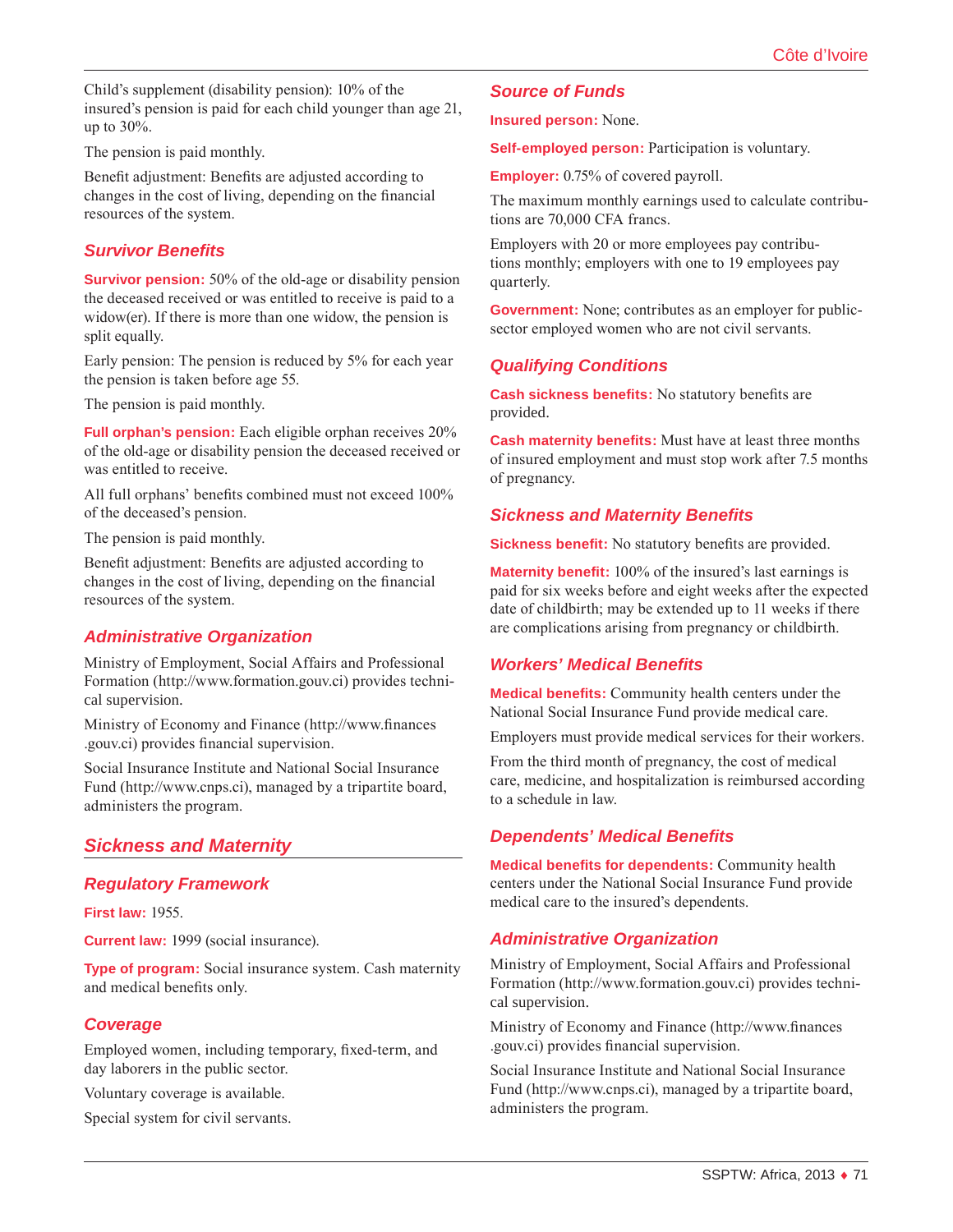Child's supplement (disability pension): 10% of the insured's pension is paid for each child younger than age 21, up to 30%.

The pension is paid monthly.

Benefit adjustment: Benefits are adjusted according to changes in the cost of living, depending on the financial resources of the system.

### Survivor Benefits

**Survivor pension:** 50% of the old-age or disability pension the deceased received or was entitled to receive is paid to a widow(er). If there is more than one widow, the pension is split equally.

Early pension: The pension is reduced by 5% for each year the pension is taken before age 55.

The pension is paid monthly.

**Full orphan's pension:** Each eligible orphan receives 20% of the old-age or disability pension the deceased received or was entitled to receive.

All full orphans' benefits combined must not exceed 100% of the deceased's pension.

The pension is paid monthly.

Benefit adjustment: Benefits are adjusted according to changes in the cost of living, depending on the financial resources of the system.

### Administrative Organization

Ministry of Employment, Social Affairs and Professional Formation (http://www.formation.gouv.ci) provides technical supervision.

Ministry of Economy and Finance (http://www.finances.gouv.ci) provides financial supervision.

Social Insurance Institute and National Social Insurance Fund (http://www.cnps.ci), managed by a tripartite board, administers the program.

## Sickness and Maternity

### Regulatory Framework

**First law:** 1955.

**Current law:** 1999 (social insurance).

**Type of program:** Social insurance system. Cash maternity and medical benefits only.

### Coverage

Employed women, including temporary, fixed-term, and day laborers in the public sector.

Voluntary coverage is available.

Special system for civil servants.

### Source of Funds

**Insured person:** None.

**Self-employed person:** Participation is voluntary.

**Employer:** 0.75% of covered payroll.

The maximum monthly earnings used to calculate contributions are 70,000 CFA francs.

Employers with 20 or more employees pay contributions monthly; employers with one to 19 employees pay quarterly.

**Government:** None; contributes as an employer for public-sector employed women who are not civil servants.

### Qualifying Conditions

**Cash sickness benefits:** No statutory benefits are provided.

**Cash maternity benefits:** Must have at least three months of insured employment and must stop work after 7.5 months of pregnancy.

### Sickness and Maternity Benefits

**Sickness benefit:** No statutory benefits are provided.

**Maternity benefit:** 100% of the insured's last earnings is paid for six weeks before and eight weeks after the expected date of childbirth; may be extended up to 11 weeks if there are complications arising from pregnancy or childbirth.

### Workers' Medical Benefits

**Medical benefits:** Community health centers under the National Social Insurance Fund provide medical care.

Employers must provide medical services for their workers.

From the third month of pregnancy, the cost of medical care, medicine, and hospitalization is reimbursed according to a schedule in law.

### Dependents' Medical Benefits

**Medical benefits for dependents:** Community health centers under the National Social Insurance Fund provide medical care to the insured's dependents.

### Administrative Organization

Ministry of Employment, Social Affairs and Professional Formation (http://www.formation.gouv.ci) provides technical supervision.

Ministry of Economy and Finance (http://www.finances.gouv.ci) provides financial supervision.

Social Insurance Institute and National Social Insurance Fund (http://www.cnps.ci), managed by a tripartite board, administers the program.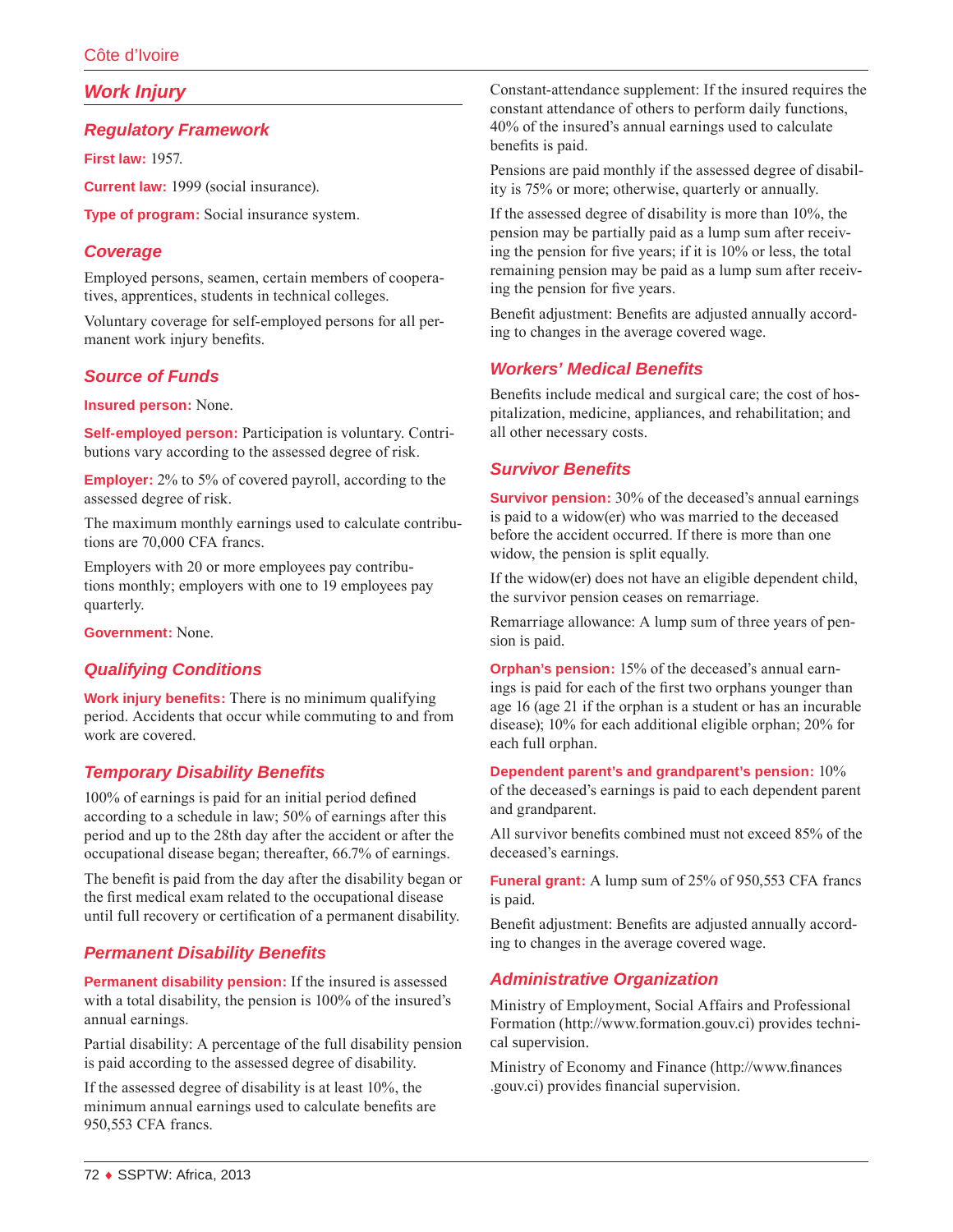## Work Injury

### Regulatory Framework

**First law:** 1957.

**Current law:** 1999 (social insurance).

**Type of program:** Social insurance system.

### Coverage

Employed persons, seamen, certain members of cooperatives, apprentices, students in technical colleges.

Voluntary coverage for self-employed persons for all permanent work injury benefits.

### Source of Funds

**Insured person:** None.

**Self-employed person:** Participation is voluntary. Contributions vary according to the assessed degree of risk.

**Employer:** 2% to 5% of covered payroll, according to the assessed degree of risk.

The maximum monthly earnings used to calculate contributions are 70,000 CFA francs.

Employers with 20 or more employees pay contributions monthly; employers with one to 19 employees pay quarterly.

**Government:** None.

### Qualifying Conditions

**Work injury benefits:** There is no minimum qualifying period. Accidents that occur while commuting to and from work are covered.

### Temporary Disability Benefits

100% of earnings is paid for an initial period defined according to a schedule in law; 50% of earnings after this period and up to the 28th day after the accident or after the occupational disease began; thereafter, 66.7% of earnings.

The benefit is paid from the day after the disability began or the first medical exam related to the occupational disease until full recovery or certification of a permanent disability.

### Permanent Disability Benefits

**Permanent disability pension:** If the insured is assessed with a total disability, the pension is 100% of the insured's annual earnings.

Partial disability: A percentage of the full disability pension is paid according to the assessed degree of disability.

If the assessed degree of disability is at least 10%, the minimum annual earnings used to calculate benefits are 950,553 CFA francs.

Constant-attendance supplement: If the insured requires the constant attendance of others to perform daily functions, 40% of the insured's annual earnings used to calculate benefits is paid.

Pensions are paid monthly if the assessed degree of disability is 75% or more; otherwise, quarterly or annually.

If the assessed degree of disability is more than 10%, the pension may be partially paid as a lump sum after receiving the pension for five years; if it is 10% or less, the total remaining pension may be paid as a lump sum after receiving the pension for five years.

Benefit adjustment: Benefits are adjusted annually according to changes in the average covered wage.

### Workers' Medical Benefits

Benefits include medical and surgical care; the cost of hospitalization, medicine, appliances, and rehabilitation; and all other necessary costs.

### Survivor Benefits

**Survivor pension:** 30% of the deceased's annual earnings is paid to a widow(er) who was married to the deceased before the accident occurred. If there is more than one widow, the pension is split equally.

If the widow(er) does not have an eligible dependent child, the survivor pension ceases on remarriage.

Remarriage allowance: A lump sum of three years of pension is paid.

**Orphan's pension:** 15% of the deceased's annual earnings is paid for each of the first two orphans younger than age 16 (age 21 if the orphan is a student or has an incurable disease); 10% for each additional eligible orphan; 20% for each full orphan.

**Dependent parent's and grandparent's pension:** 10% of the deceased's earnings is paid to each dependent parent and grandparent.

All survivor benefits combined must not exceed 85% of the deceased's earnings.

**Funeral grant:** A lump sum of 25% of 950,553 CFA francs is paid.

Benefit adjustment: Benefits are adjusted annually according to changes in the average covered wage.

### Administrative Organization

Ministry of Employment, Social Affairs and Professional Formation (http://www.formation.gouv.ci) provides technical supervision.

Ministry of Economy and Finance (http://www.finances.gouv.ci) provides financial supervision.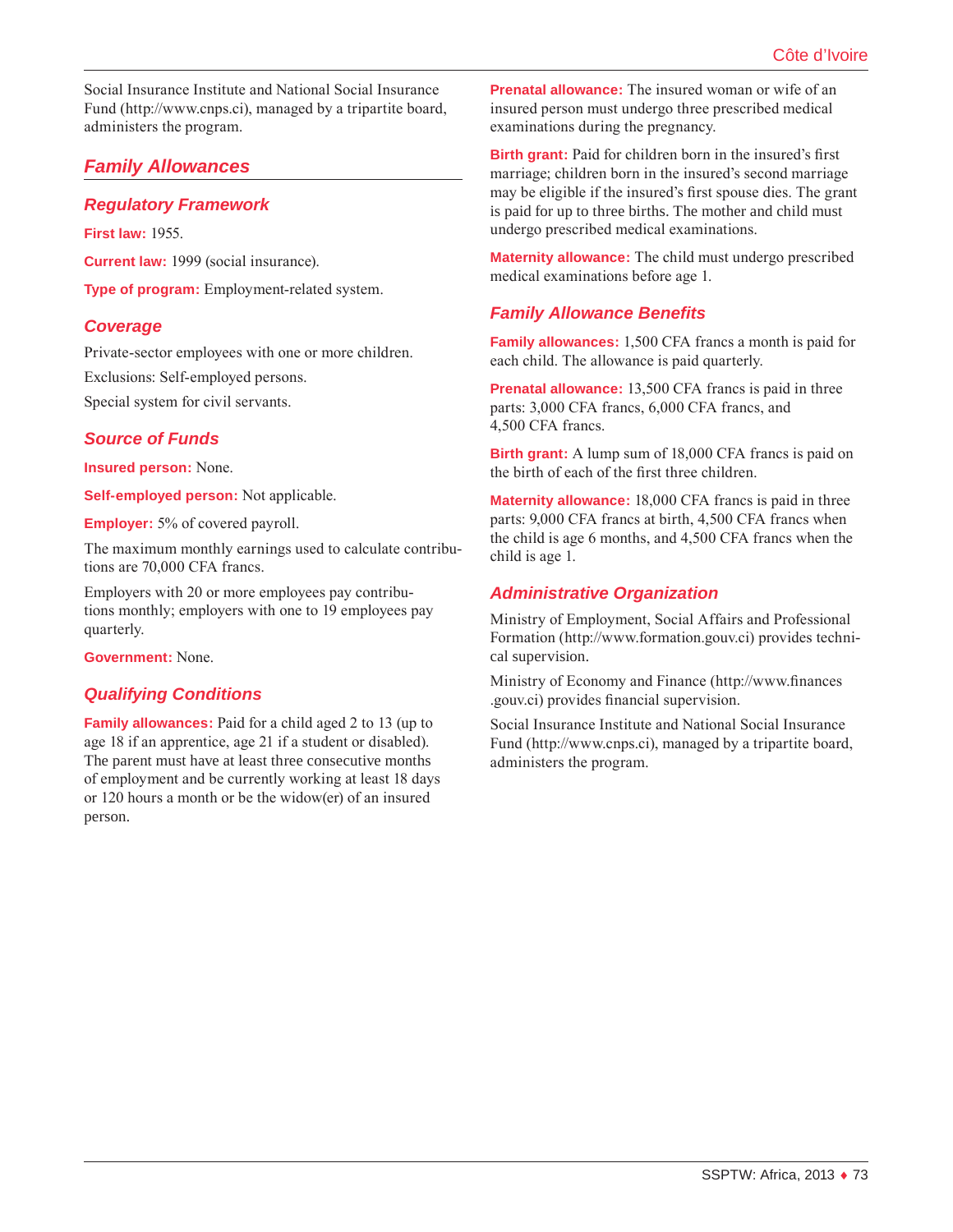Social Insurance Institute and National Social Insurance Fund (http://www.cnps.ci), managed by a tripartite board, administers the program.

## Family Allowances

### Regulatory Framework

**First law:** 1955.

**Current law:** 1999 (social insurance).

**Type of program:** Employment-related system.

### Coverage

Private-sector employees with one or more children.

Exclusions: Self-employed persons.

Special system for civil servants.

### Source of Funds

**Insured person:** None.

**Self-employed person:** Not applicable.

**Employer:** 5% of covered payroll.

The maximum monthly earnings used to calculate contributions are 70,000 CFA francs.

Employers with 20 or more employees pay contributions monthly; employers with one to 19 employees pay quarterly.

**Government:** None.

### Qualifying Conditions

**Family allowances:** Paid for a child aged 2 to 13 (up to age 18 if an apprentice, age 21 if a student or disabled). The parent must have at least three consecutive months of employment and be currently working at least 18 days or 120 hours a month or be the widow(er) of an insured person.

**Prenatal allowance:** The insured woman or wife of an insured person must undergo three prescribed medical examinations during the pregnancy.

**Birth grant:** Paid for children born in the insured's first marriage; children born in the insured's second marriage may be eligible if the insured's first spouse dies. The grant is paid for up to three births. The mother and child must undergo prescribed medical examinations.

**Maternity allowance:** The child must undergo prescribed medical examinations before age 1.

### Family Allowance Benefits

**Family allowances:** 1,500 CFA francs a month is paid for each child. The allowance is paid quarterly.

**Prenatal allowance:** 13,500 CFA francs is paid in three parts: 3,000 CFA francs, 6,000 CFA francs, and 4,500 CFA francs.

**Birth grant:** A lump sum of 18,000 CFA francs is paid on the birth of each of the first three children.

**Maternity allowance:** 18,000 CFA francs is paid in three parts: 9,000 CFA francs at birth, 4,500 CFA francs when the child is age 6 months, and 4,500 CFA francs when the child is age 1.

### Administrative Organization

Ministry of Employment, Social Affairs and Professional Formation (http://www.formation.gouv.ci) provides technical supervision.

Ministry of Economy and Finance (http://www.finances.gouv.ci) provides financial supervision.

Social Insurance Institute and National Social Insurance Fund (http://www.cnps.ci), managed by a tripartite board, administers the program.